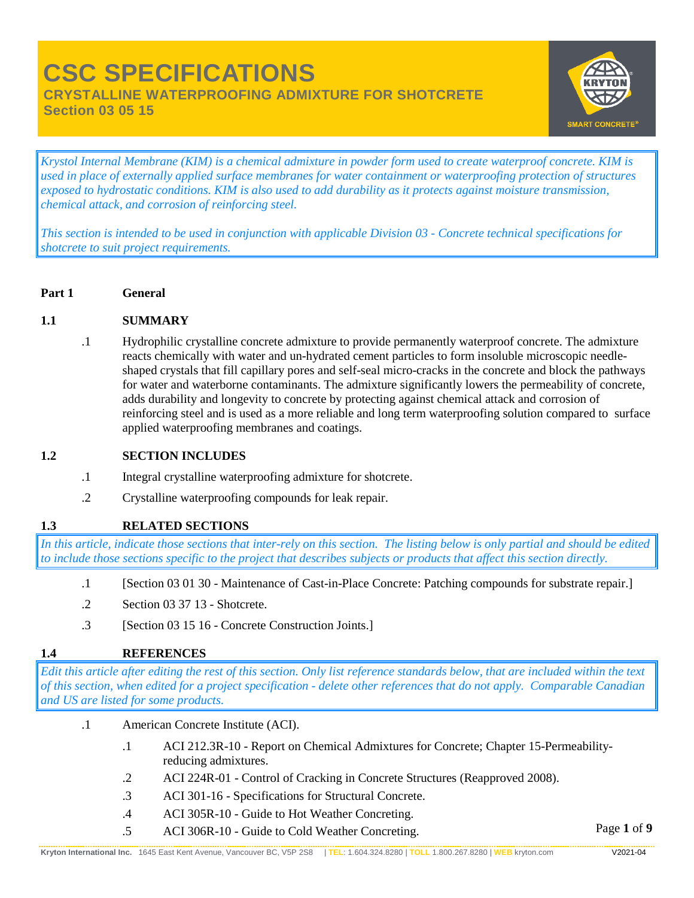# CSC SPECIFICATIONS

## CRYSTALLINE WATERPROOFING ADMIXTURE FOR SHOTCRETE

## Section 03 05 15

*Krystol Internal Membrane (KIM) is a chemical admixture in powder form used to create waterproof concrete. KIM is used in place of externally applied surface membranes for water containment or waterproofing protection of structures exposed to hydrostatic conditions. KIM is also used to add durability as it protects against moisture transmission, chemical attack, and corrosion of reinforcing steel.*

*This section is intended to be used in conjunction with applicable Division 03 - Concrete technical specifications for shotcrete to suit project requirements.*

**Part 1 General**

**1.1 SUMMARY**

.1 Hydrophilic crystalline concrete admixture to provide permanently waterproof concrete. The admixture reacts chemically with water and un-hydrated cement particles to form insoluble microscopic needle-shaped crystals that fill capillary pores and self-seal micro-cracks in the concrete and block the pathways for water and waterborne contaminants. The admixture significantly lowers the permeability of concrete, adds durability and longevity to concrete by protecting against chemical attack and corrosion of reinforcing steel and is used as a more reliable and long term waterproofing solution compared to surface applied waterproofing membranes and coatings.

**1.2 SECTION INCLUDES**

.1 Integral crystalline waterproofing admixture for shotcrete.

.2 Crystalline waterproofing compounds for leak repair.

**1.3 RELATED SECTIONS**

*In this article, indicate those sections that inter-rely on this section. The listing below is only partial and should be edited to include those sections specific to the project that describes subjects or products that affect this section directly.*

.1 [Section 03 01 30 - Maintenance of Cast-in-Place Concrete: Patching compounds for substrate repair.]

.2 Section 03 37 13 - Shotcrete.

.3 [Section 03 15 16 - Concrete Construction Joints.]

**1.4 REFERENCES**

*Edit this article after editing the rest of this section. Only list reference standards below, that are included within the text of this section, when edited for a project specification - delete other references that do not apply. Comparable Canadian and US are listed for some products.*

.1 American Concrete Institute (ACI).

  .1 ACI 212.3R-10 - Report on Chemical Admixtures for Concrete; Chapter 15-Permeability-reducing admixtures.

  .2 ACI 224R-01 - Control of Cracking in Concrete Structures (Reapproved 2008).

  .3 ACI 301-16 - Specifications for Structural Concrete.

  .4 ACI 305R-10 - Guide to Hot Weather Concreting.

  .5 ACI 306R-10 - Guide to Cold Weather Concreting.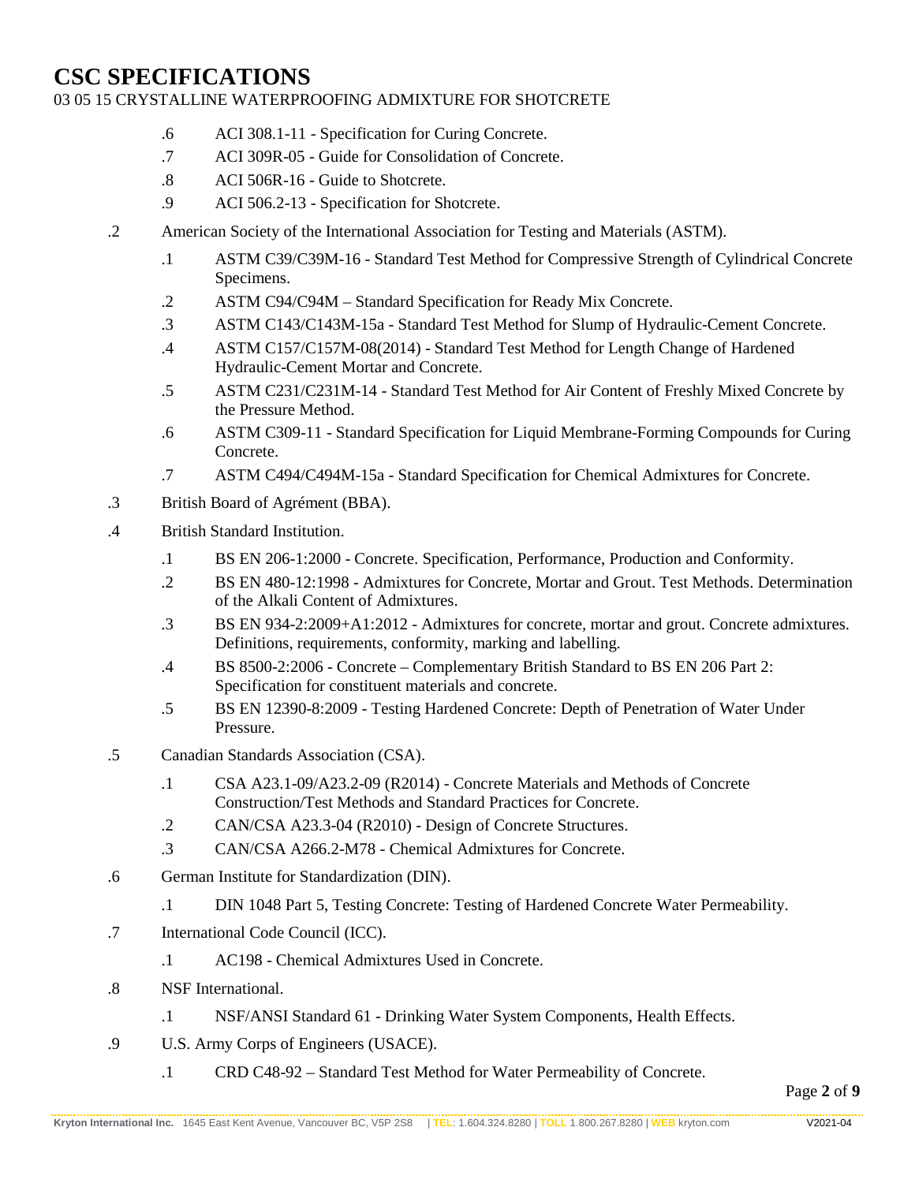.6 ACI 308.1-11 - Specification for Curing Concrete.

.7 ACI 309R-05 - Guide for Consolidation of Concrete.

.8 ACI 506R-16 - Guide to Shotcrete.

.9 ACI 506.2-13 - Specification for Shotcrete.

.2 American Society of the International Association for Testing and Materials (ASTM).

- .1 ASTM C39/C39M-16 - Standard Test Method for Compressive Strength of Cylindrical Concrete Specimens.
- .2 ASTM C94/C94M – Standard Specification for Ready Mix Concrete.
- .3 ASTM C143/C143M-15a - Standard Test Method for Slump of Hydraulic-Cement Concrete.
- .4 ASTM C157/C157M-08(2014) - Standard Test Method for Length Change of Hardened Hydraulic-Cement Mortar and Concrete.
- .5 ASTM C231/C231M-14 - Standard Test Method for Air Content of Freshly Mixed Concrete by the Pressure Method.
- .6 ASTM C309-11 - Standard Specification for Liquid Membrane-Forming Compounds for Curing Concrete.
- .7 ASTM C494/C494M-15a - Standard Specification for Chemical Admixtures for Concrete.

.3 British Board of Agrément (BBA).

.4 British Standard Institution.

- .1 BS EN 206-1:2000 - Concrete. Specification, Performance, Production and Conformity.
- .2 BS EN 480-12:1998 - Admixtures for Concrete, Mortar and Grout. Test Methods. Determination of the Alkali Content of Admixtures.
- .3 BS EN 934-2:2009+A1:2012 - Admixtures for concrete, mortar and grout. Concrete admixtures. Definitions, requirements, conformity, marking and labelling.
- .4 BS 8500-2:2006 - Concrete – Complementary British Standard to BS EN 206 Part 2: Specification for constituent materials and concrete.
- .5 BS EN 12390-8:2009 - Testing Hardened Concrete: Depth of Penetration of Water Under Pressure.

.5 Canadian Standards Association (CSA).

- .1 CSA A23.1-09/A23.2-09 (R2014) - Concrete Materials and Methods of Concrete Construction/Test Methods and Standard Practices for Concrete.
- .2 CAN/CSA A23.3-04 (R2010) - Design of Concrete Structures.
- .3 CAN/CSA A266.2-M78 - Chemical Admixtures for Concrete.

.6 German Institute for Standardization (DIN).

- .1 DIN 1048 Part 5, Testing Concrete: Testing of Hardened Concrete Water Permeability.

.7 International Code Council (ICC).

- .1 AC198 - Chemical Admixtures Used in Concrete.

.8 NSF International.

- .1 NSF/ANSI Standard 61 - Drinking Water System Components, Health Effects.

.9 U.S. Army Corps of Engineers (USACE).

- .1 CRD C48-92 – Standard Test Method for Water Permeability of Concrete.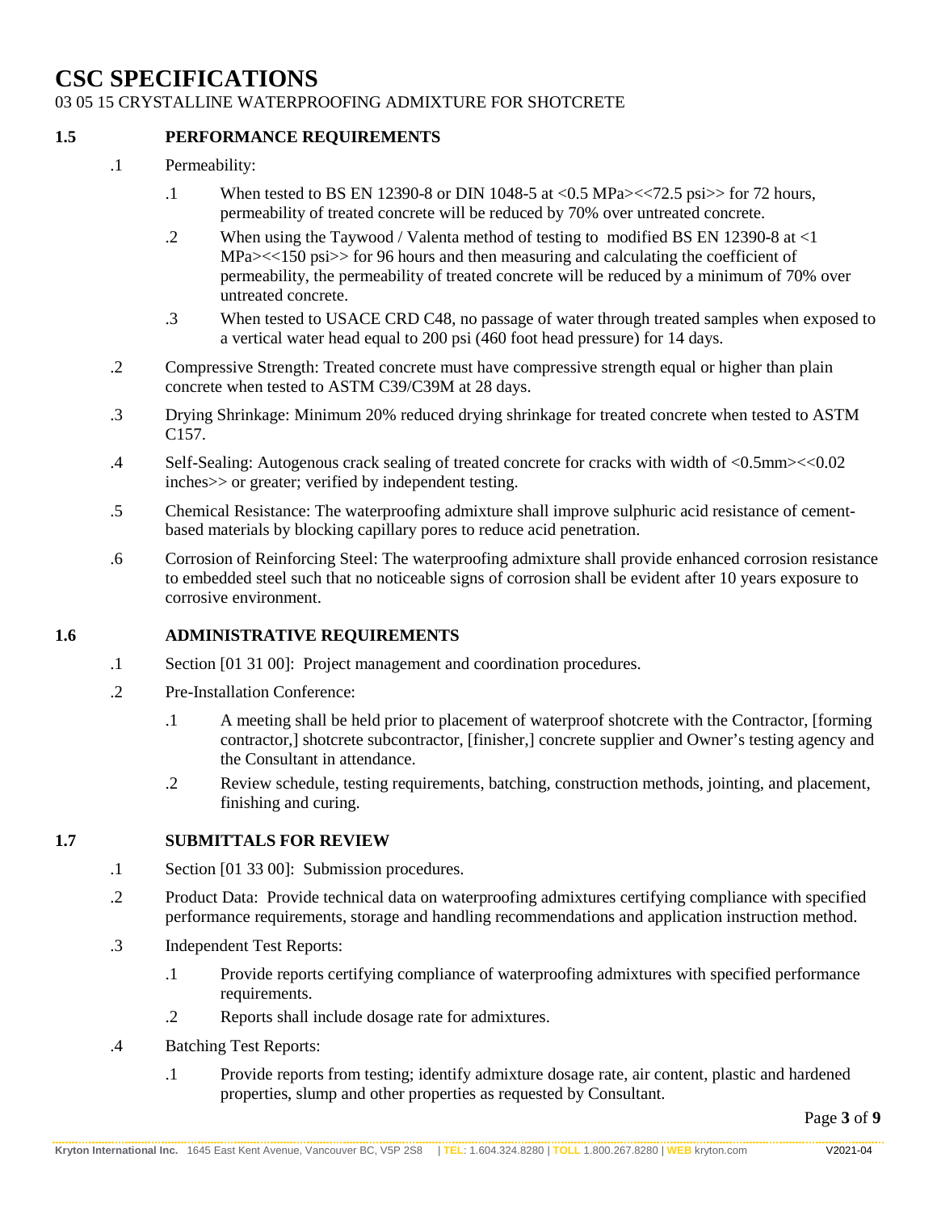# CSC SPECIFICATIONS

03 05 15 CRYSTALLINE WATERPROOFING ADMIXTURE FOR SHOTCRETE

## 1.5 PERFORMANCE REQUIREMENTS

.1 Permeability:

.1 When tested to BS EN 12390-8 or DIN 1048-5 at <0.5 MPa><<72.5 psi>> for 72 hours, permeability of treated concrete will be reduced by 70% over untreated concrete.

.2 When using the Taywood / Valenta method of testing to modified BS EN 12390-8 at <1 MPa><<150 psi>> for 96 hours and then measuring and calculating the coefficient of permeability, the permeability of treated concrete will be reduced by a minimum of 70% over untreated concrete.

.3 When tested to USACE CRD C48, no passage of water through treated samples when exposed to a vertical water head equal to 200 psi (460 foot head pressure) for 14 days.

.2 Compressive Strength: Treated concrete must have compressive strength equal or higher than plain concrete when tested to ASTM C39/C39M at 28 days.

.3 Drying Shrinkage: Minimum 20% reduced drying shrinkage for treated concrete when tested to ASTM C157.

.4 Self-Sealing: Autogenous crack sealing of treated concrete for cracks with width of <0.5mm><<0.02 inches>> or greater; verified by independent testing.

.5 Chemical Resistance: The waterproofing admixture shall improve sulphuric acid resistance of cement-based materials by blocking capillary pores to reduce acid penetration.

.6 Corrosion of Reinforcing Steel: The waterproofing admixture shall provide enhanced corrosion resistance to embedded steel such that no noticeable signs of corrosion shall be evident after 10 years exposure to corrosive environment.

## 1.6 ADMINISTRATIVE REQUIREMENTS

.1 Section [01 31 00]: Project management and coordination procedures.

.2 Pre-Installation Conference:

.1 A meeting shall be held prior to placement of waterproof shotcrete with the Contractor, [forming contractor,] shotcrete subcontractor, [finisher,] concrete supplier and Owner's testing agency and the Consultant in attendance.

.2 Review schedule, testing requirements, batching, construction methods, jointing, and placement, finishing and curing.

## 1.7 SUBMITTALS FOR REVIEW

.1 Section [01 33 00]: Submission procedures.

.2 Product Data: Provide technical data on waterproofing admixtures certifying compliance with specified performance requirements, storage and handling recommendations and application instruction method.

.3 Independent Test Reports:

.1 Provide reports certifying compliance of waterproofing admixtures with specified performance requirements.

.2 Reports shall include dosage rate for admixtures.

.4 Batching Test Reports:

.1 Provide reports from testing; identify admixture dosage rate, air content, plastic and hardened properties, slump and other properties as requested by Consultant.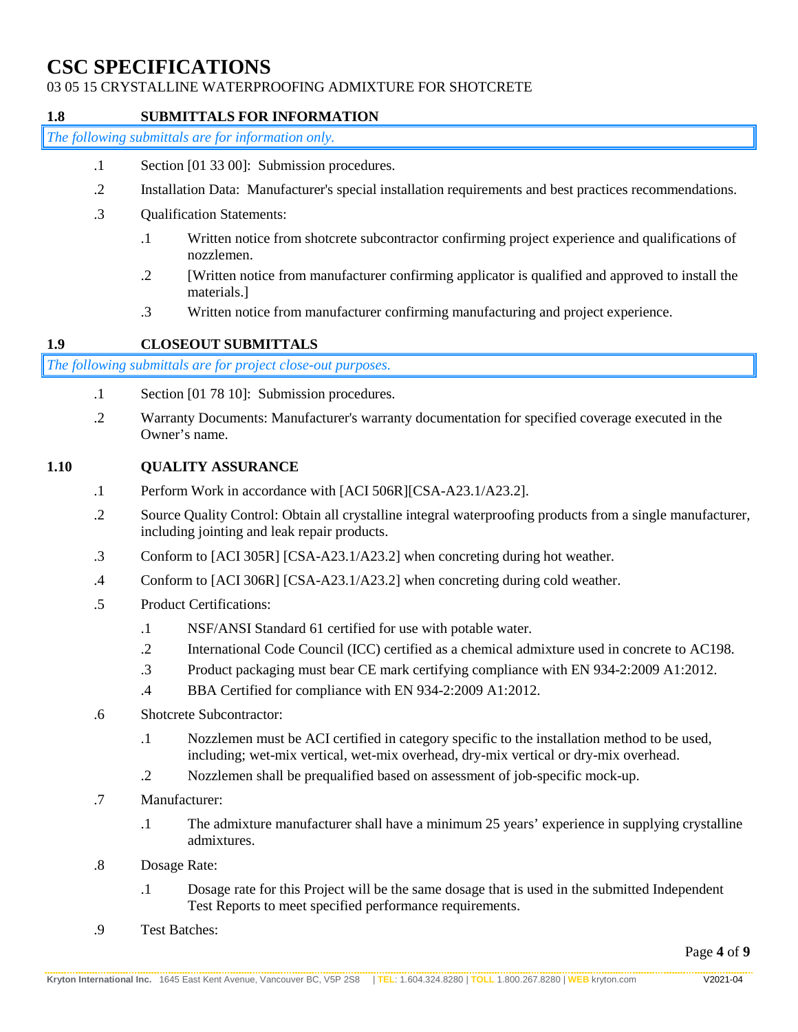## 1.8 SUBMITTALS FOR INFORMATION

*The following submittals are for information only.*

.1 Section [01 33 00]: Submission procedures.

.2 Installation Data: Manufacturer's special installation requirements and best practices recommendations.

.3 Qualification Statements:

  .1 Written notice from shotcrete subcontractor confirming project experience and qualifications of nozzlemen.

  .2 [Written notice from manufacturer confirming applicator is qualified and approved to install the materials.]

  .3 Written notice from manufacturer confirming manufacturing and project experience.

## 1.9 CLOSEOUT SUBMITTALS

*The following submittals are for project close-out purposes.*

.1 Section [01 78 10]: Submission procedures.

.2 Warranty Documents: Manufacturer's warranty documentation for specified coverage executed in the Owner's name.

## 1.10 QUALITY ASSURANCE

.1 Perform Work in accordance with [ACI 506R][CSA-A23.1/A23.2].

.2 Source Quality Control: Obtain all crystalline integral waterproofing products from a single manufacturer, including jointing and leak repair products.

.3 Conform to [ACI 305R] [CSA-A23.1/A23.2] when concreting during hot weather.

.4 Conform to [ACI 306R] [CSA-A23.1/A23.2] when concreting during cold weather.

.5 Product Certifications:

  .1 NSF/ANSI Standard 61 certified for use with potable water.

  .2 International Code Council (ICC) certified as a chemical admixture used in concrete to AC198.

  .3 Product packaging must bear CE mark certifying compliance with EN 934-2:2009 A1:2012.

  .4 BBA Certified for compliance with EN 934-2:2009 A1:2012.

.6 Shotcrete Subcontractor:

  .1 Nozzlemen must be ACI certified in category specific to the installation method to be used, including; wet-mix vertical, wet-mix overhead, dry-mix vertical or dry-mix overhead.

  .2 Nozzlemen shall be prequalified based on assessment of job-specific mock-up.

.7 Manufacturer:

  .1 The admixture manufacturer shall have a minimum 25 years' experience in supplying crystalline admixtures.

.8 Dosage Rate:

  .1 Dosage rate for this Project will be the same dosage that is used in the submitted Independent Test Reports to meet specified performance requirements.

.9 Test Batches: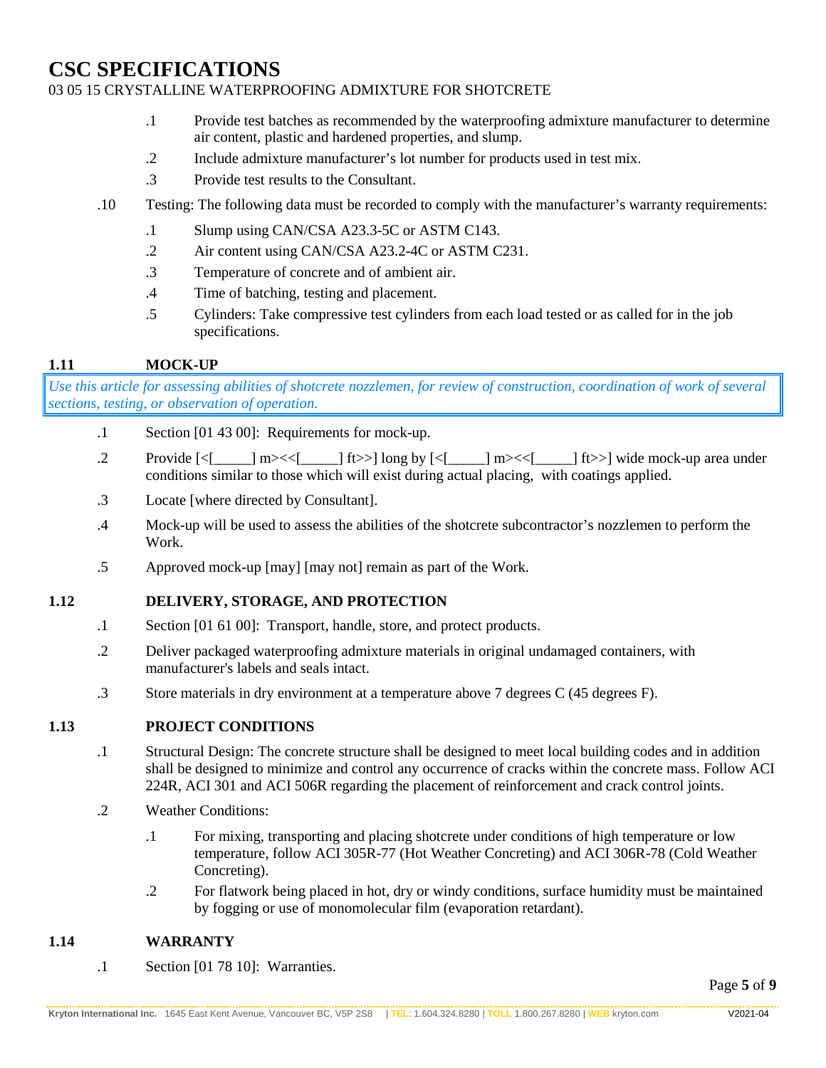# CSC SPECIFICATIONS

03 05 15 CRYSTALLINE WATERPROOFING ADMIXTURE FOR SHOTCRETE

  - .1 Provide test batches as recommended by the waterproofing admixture manufacturer to determine air content, plastic and hardened properties, and slump.
  - .2 Include admixture manufacturer's lot number for products used in test mix.
  - .3 Provide test results to the Consultant.

- .10 Testing: The following data must be recorded to comply with the manufacturer's warranty requirements:
  - .1 Slump using CAN/CSA A23.3-5C or ASTM C143.
  - .2 Air content using CAN/CSA A23.2-4C or ASTM C231.
  - .3 Temperature of concrete and of ambient air.
  - .4 Time of batching, testing and placement.
  - .5 Cylinders: Take compressive test cylinders from each load tested or as called for in the job specifications.

## 1.11 MOCK-UP

*Use this article for assessing abilities of shotcrete nozzlemen, for review of construction, coordination of work of several sections, testing, or observation of operation.*

- .1 Section [01 43 00]: Requirements for mock-up.
- .2 Provide [<[_____] m><<[_____] ft>>] long by [<[_____] m><<[_____] ft>>] wide mock-up area under conditions similar to those which will exist during actual placing, with coatings applied.
- .3 Locate [where directed by Consultant].
- .4 Mock-up will be used to assess the abilities of the shotcrete subcontractor's nozzlemen to perform the Work.
- .5 Approved mock-up [may] [may not] remain as part of the Work.

## 1.12 DELIVERY, STORAGE, AND PROTECTION

- .1 Section [01 61 00]: Transport, handle, store, and protect products.
- .2 Deliver packaged waterproofing admixture materials in original undamaged containers, with manufacturer's labels and seals intact.
- .3 Store materials in dry environment at a temperature above 7 degrees C (45 degrees F).

## 1.13 PROJECT CONDITIONS

- .1 Structural Design: The concrete structure shall be designed to meet local building codes and in addition shall be designed to minimize and control any occurrence of cracks within the concrete mass. Follow ACI 224R, ACI 301 and ACI 506R regarding the placement of reinforcement and crack control joints.
- .2 Weather Conditions:
  - .1 For mixing, transporting and placing shotcrete under conditions of high temperature or low temperature, follow ACI 305R-77 (Hot Weather Concreting) and ACI 306R-78 (Cold Weather Concreting).
  - .2 For flatwork being placed in hot, dry or windy conditions, surface humidity must be maintained by fogging or use of monomolecular film (evaporation retardant).

## 1.14 WARRANTY

- .1 Section [01 78 10]: Warranties.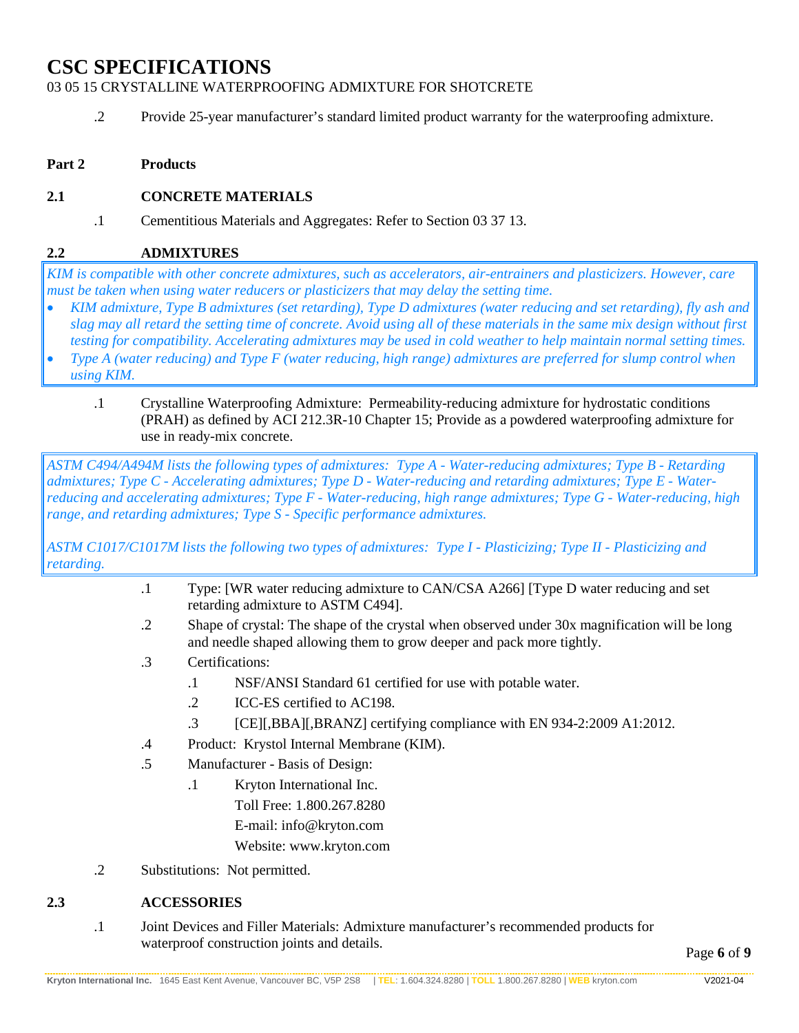.2 Provide 25-year manufacturer's standard limited product warranty for the waterproofing admixture.

## Part 2 Products

### 2.1 CONCRETE MATERIALS

.1 Cementitious Materials and Aggregates: Refer to Section 03 37 13.

### 2.2 ADMIXTURES

*KIM is compatible with other concrete admixtures, such as accelerators, air-entrainers and plasticizers. However, care must be taken when using water reducers or plasticizers that may delay the setting time.*

- *KIM admixture, Type B admixtures (set retarding), Type D admixtures (water reducing and set retarding), fly ash and slag may all retard the setting time of concrete. Avoid using all of these materials in the same mix design without first testing for compatibility. Accelerating admixtures may be used in cold weather to help maintain normal setting times.*
- *Type A (water reducing) and Type F (water reducing, high range) admixtures are preferred for slump control when using KIM.*

.1 Crystalline Waterproofing Admixture: Permeability-reducing admixture for hydrostatic conditions (PRAH) as defined by ACI 212.3R-10 Chapter 15; Provide as a powdered waterproofing admixture for use in ready-mix concrete.

*ASTM C494/A494M lists the following types of admixtures: Type A - Water-reducing admixtures; Type B - Retarding admixtures; Type C - Accelerating admixtures; Type D - Water-reducing and retarding admixtures; Type E - Water-reducing and accelerating admixtures; Type F - Water-reducing, high range admixtures; Type G - Water-reducing, high range, and retarding admixtures; Type S - Specific performance admixtures.*

*ASTM C1017/C1017M lists the following two types of admixtures: Type I - Plasticizing; Type II - Plasticizing and retarding.*

- .1 Type: [WR water reducing admixture to CAN/CSA A266] [Type D water reducing and set retarding admixture to ASTM C494].
- .2 Shape of crystal: The shape of the crystal when observed under 30x magnification will be long and needle shaped allowing them to grow deeper and pack more tightly.
- .3 Certifications:
  - .1 NSF/ANSI Standard 61 certified for use with potable water.
  - .2 ICC-ES certified to AC198.
  - .3 [CE][,BBA][,BRANZ] certifying compliance with EN 934-2:2009 A1:2012.
- .4 Product: Krystol Internal Membrane (KIM).
- .5 Manufacturer - Basis of Design:
  - .1 Kryton International Inc.
    Toll Free: 1.800.267.8280
    E-mail: info@kryton.com
    Website: www.kryton.com

.2 Substitutions: Not permitted.

### 2.3 ACCESSORIES

.1 Joint Devices and Filler Materials: Admixture manufacturer's recommended products for waterproof construction joints and details.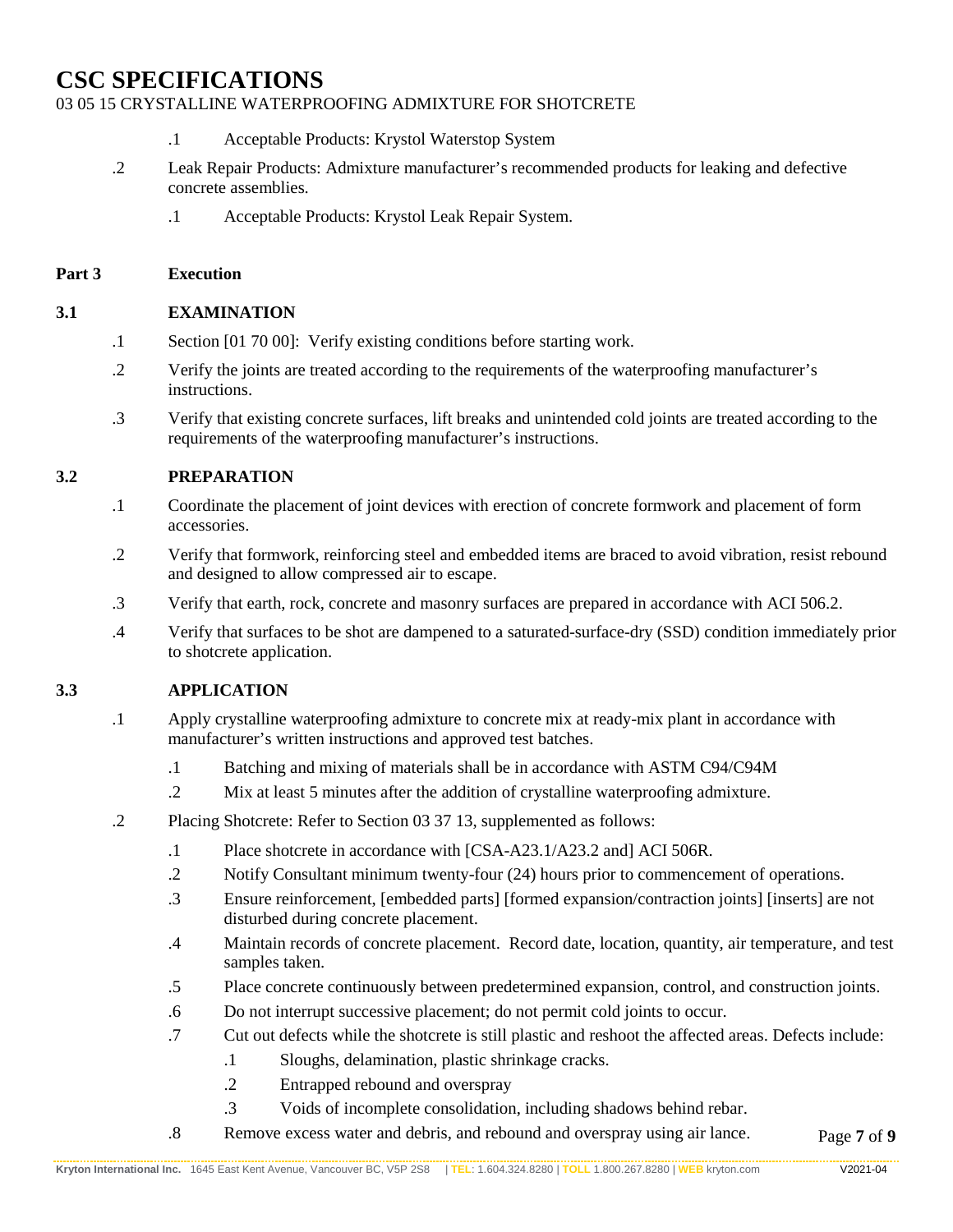.1 Acceptable Products: Krystol Waterstop System

.2 Leak Repair Products: Admixture manufacturer's recommended products for leaking and defective concrete assemblies.

.1 Acceptable Products: Krystol Leak Repair System.

## Part 3 Execution

### 3.1 EXAMINATION

.1 Section [01 70 00]: Verify existing conditions before starting work.

.2 Verify the joints are treated according to the requirements of the waterproofing manufacturer's instructions.

.3 Verify that existing concrete surfaces, lift breaks and unintended cold joints are treated according to the requirements of the waterproofing manufacturer's instructions.

### 3.2 PREPARATION

.1 Coordinate the placement of joint devices with erection of concrete formwork and placement of form accessories.

.2 Verify that formwork, reinforcing steel and embedded items are braced to avoid vibration, resist rebound and designed to allow compressed air to escape.

.3 Verify that earth, rock, concrete and masonry surfaces are prepared in accordance with ACI 506.2.

.4 Verify that surfaces to be shot are dampened to a saturated-surface-dry (SSD) condition immediately prior to shotcrete application.

### 3.3 APPLICATION

.1 Apply crystalline waterproofing admixture to concrete mix at ready-mix plant in accordance with manufacturer's written instructions and approved test batches.

.1 Batching and mixing of materials shall be in accordance with ASTM C94/C94M

.2 Mix at least 5 minutes after the addition of crystalline waterproofing admixture.

.2 Placing Shotcrete: Refer to Section 03 37 13, supplemented as follows:

.1 Place shotcrete in accordance with [CSA-A23.1/A23.2 and] ACI 506R.

.2 Notify Consultant minimum twenty-four (24) hours prior to commencement of operations.

.3 Ensure reinforcement, [embedded parts] [formed expansion/contraction joints] [inserts] are not disturbed during concrete placement.

.4 Maintain records of concrete placement. Record date, location, quantity, air temperature, and test samples taken.

.5 Place concrete continuously between predetermined expansion, control, and construction joints.

.6 Do not interrupt successive placement; do not permit cold joints to occur.

.7 Cut out defects while the shotcrete is still plastic and reshoot the affected areas. Defects include:

.1 Sloughs, delamination, plastic shrinkage cracks.

.2 Entrapped rebound and overspray

.3 Voids of incomplete consolidation, including shadows behind rebar.

.8 Remove excess water and debris, and rebound and overspray using air lance.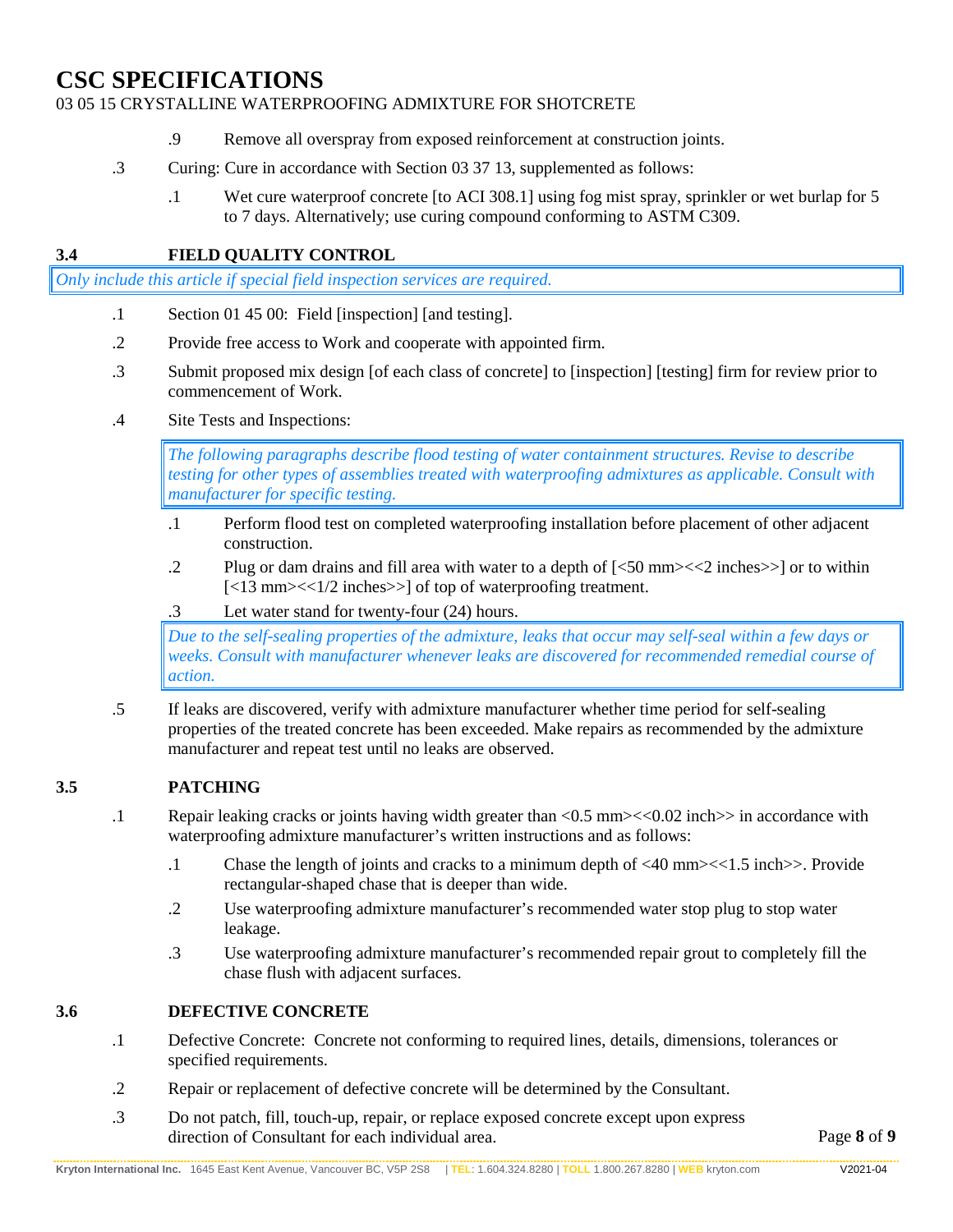.9 Remove all overspray from exposed reinforcement at construction joints.

.3 Curing: Cure in accordance with Section 03 37 13, supplemented as follows:

.1 Wet cure waterproof concrete [to ACI 308.1] using fog mist spray, sprinkler or wet burlap for 5 to 7 days. Alternatively; use curing compound conforming to ASTM C309.

## 3.4 FIELD QUALITY CONTROL

*Only include this article if special field inspection services are required.*

.1 Section 01 45 00: Field [inspection] [and testing].

.2 Provide free access to Work and cooperate with appointed firm.

.3 Submit proposed mix design [of each class of concrete] to [inspection] [testing] firm for review prior to commencement of Work.

.4 Site Tests and Inspections:

*The following paragraphs describe flood testing of water containment structures. Revise to describe testing for other types of assemblies treated with waterproofing admixtures as applicable. Consult with manufacturer for specific testing.*

.1 Perform flood test on completed waterproofing installation before placement of other adjacent construction.

.2 Plug or dam drains and fill area with water to a depth of [<50 mm><<2 inches>>] or to within [<13 mm><<1/2 inches>>] of top of waterproofing treatment.

.3 Let water stand for twenty-four (24) hours.

*Due to the self-sealing properties of the admixture, leaks that occur may self-seal within a few days or weeks. Consult with manufacturer whenever leaks are discovered for recommended remedial course of action.*

.5 If leaks are discovered, verify with admixture manufacturer whether time period for self-sealing properties of the treated concrete has been exceeded. Make repairs as recommended by the admixture manufacturer and repeat test until no leaks are observed.

## 3.5 PATCHING

.1 Repair leaking cracks or joints having width greater than <0.5 mm><<0.02 inch>> in accordance with waterproofing admixture manufacturer's written instructions and as follows:

.1 Chase the length of joints and cracks to a minimum depth of <40 mm><<1.5 inch>>. Provide rectangular-shaped chase that is deeper than wide.

.2 Use waterproofing admixture manufacturer's recommended water stop plug to stop water leakage.

.3 Use waterproofing admixture manufacturer's recommended repair grout to completely fill the chase flush with adjacent surfaces.

## 3.6 DEFECTIVE CONCRETE

.1 Defective Concrete: Concrete not conforming to required lines, details, dimensions, tolerances or specified requirements.

.2 Repair or replacement of defective concrete will be determined by the Consultant.

.3 Do not patch, fill, touch-up, repair, or replace exposed concrete except upon express direction of Consultant for each individual area.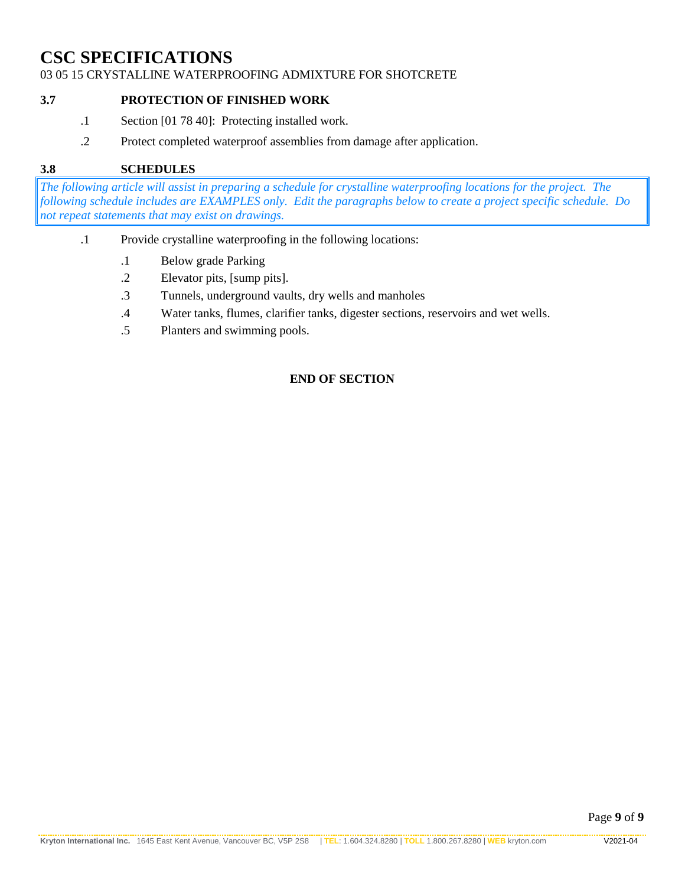# CSC SPECIFICATIONS

03 05 15 CRYSTALLINE WATERPROOFING ADMIXTURE FOR SHOTCRETE

**3.7 PROTECTION OF FINISHED WORK**

.1 Section [01 78 40]: Protecting installed work.

.2 Protect completed waterproof assemblies from damage after application.

**3.8 SCHEDULES**

*The following article will assist in preparing a schedule for crystalline waterproofing locations for the project. The following schedule includes are EXAMPLES only. Edit the paragraphs below to create a project specific schedule. Do not repeat statements that may exist on drawings.*

.1 Provide crystalline waterproofing in the following locations:

- .1 Below grade Parking
- .2 Elevator pits, [sump pits].
- .3 Tunnels, underground vaults, dry wells and manholes
- .4 Water tanks, flumes, clarifier tanks, digester sections, reservoirs and wet wells.
- .5 Planters and swimming pools.

**END OF SECTION**